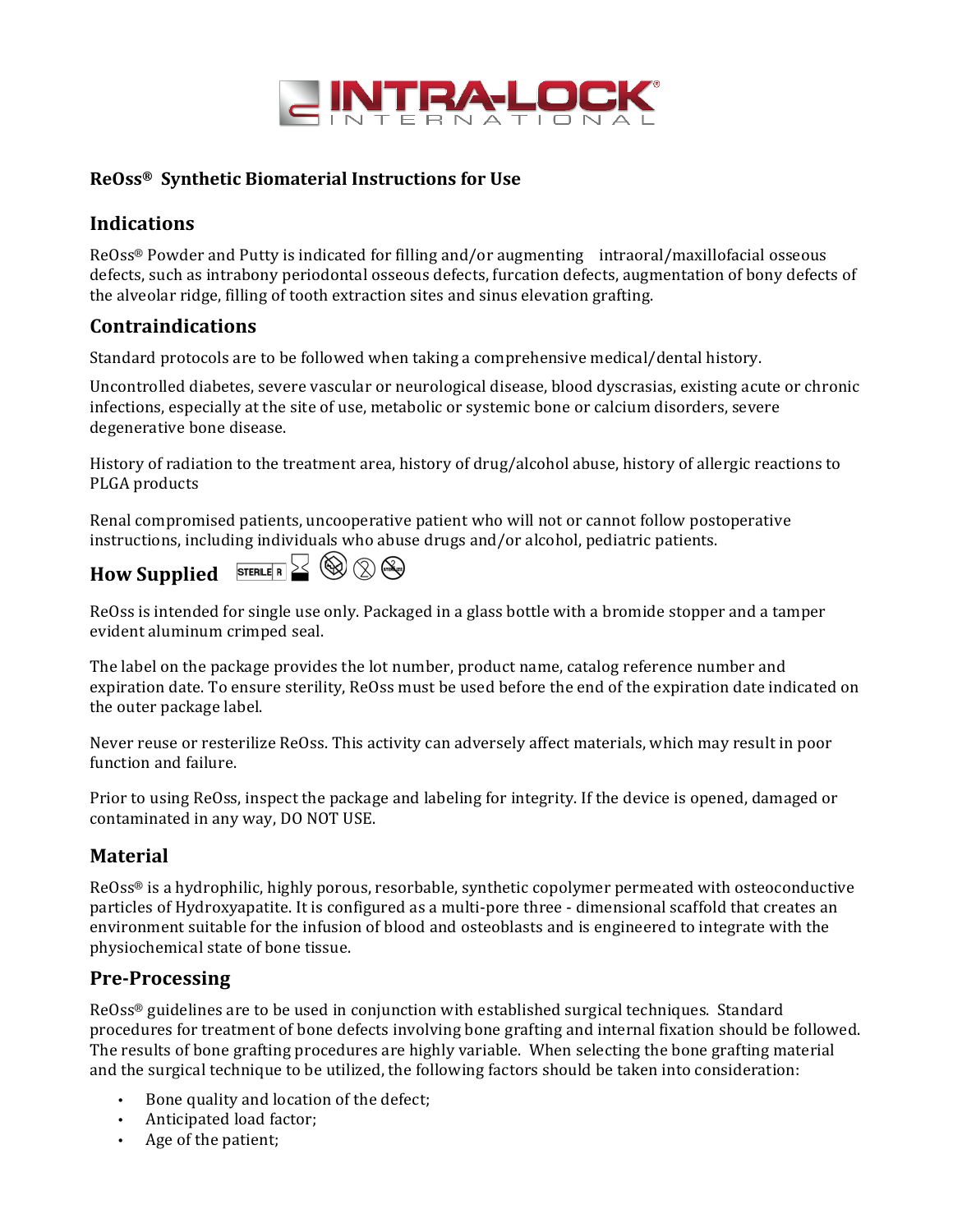# ReOss® Synthetic Biomaterial Instructions for Use

## Indications

ReOss® Powder and Putty is indicated for filling and/or augmenting intraoral/maxillofacial osseous defects, such as intrabony periodontal osseous defects, furcation defects, augmentation of bony defects of the alveolar ridge, filling of tooth extraction sites and sinus elevation grafting.

## Contraindications

Standard protocols are to be followed when taking a comprehensive medical/dental history.

Uncontrolled diabetes, severe vascular or neurological disease, blood dyscrasias, existing acute or chronic infections, especially at the site of use, metabolic or systemic bone or calcium disorders, severe degenerative bone disease.

History of radiation to the treatment area, history of drug/alcohol abuse, history of allergic reactions to PLGA products

Renal compromised patients, uncooperative patient who will not or cannot follow postoperative instructions, including individuals who abuse drugs and/or alcohol, pediatric patients.

## How Supplied

ReOss is intended for single use only. Packaged in a glass bottle with a bromide stopper and a tamper evident aluminum crimped seal.

The label on the package provides the lot number, product name, catalog reference number and expiration date. To ensure sterility, ReOss must be used before the end of the expiration date indicated on the outer package label.

Never reuse or resterilize ReOss. This activity can adversely affect materials, which may result in poor function and failure.

Prior to using ReOss, inspect the package and labeling for integrity. If the device is opened, damaged or contaminated in any way, DO NOT USE.

## Material

ReOss® is a hydrophilic, highly porous, resorbable, synthetic copolymer permeated with osteoconductive particles of Hydroxyapatite. It is configured as a multi-pore three - dimensional scaffold that creates an environment suitable for the infusion of blood and osteoblasts and is engineered to integrate with the physiochemical state of bone tissue.

## Pre-Processing

ReOss® guidelines are to be used in conjunction with established surgical techniques. Standard procedures for treatment of bone defects involving bone grafting and internal fixation should be followed. The results of bone grafting procedures are highly variable. When selecting the bone grafting material and the surgical technique to be utilized, the following factors should be taken into consideration:

- Bone quality and location of the defect;
- Anticipated load factor;
- Age of the patient;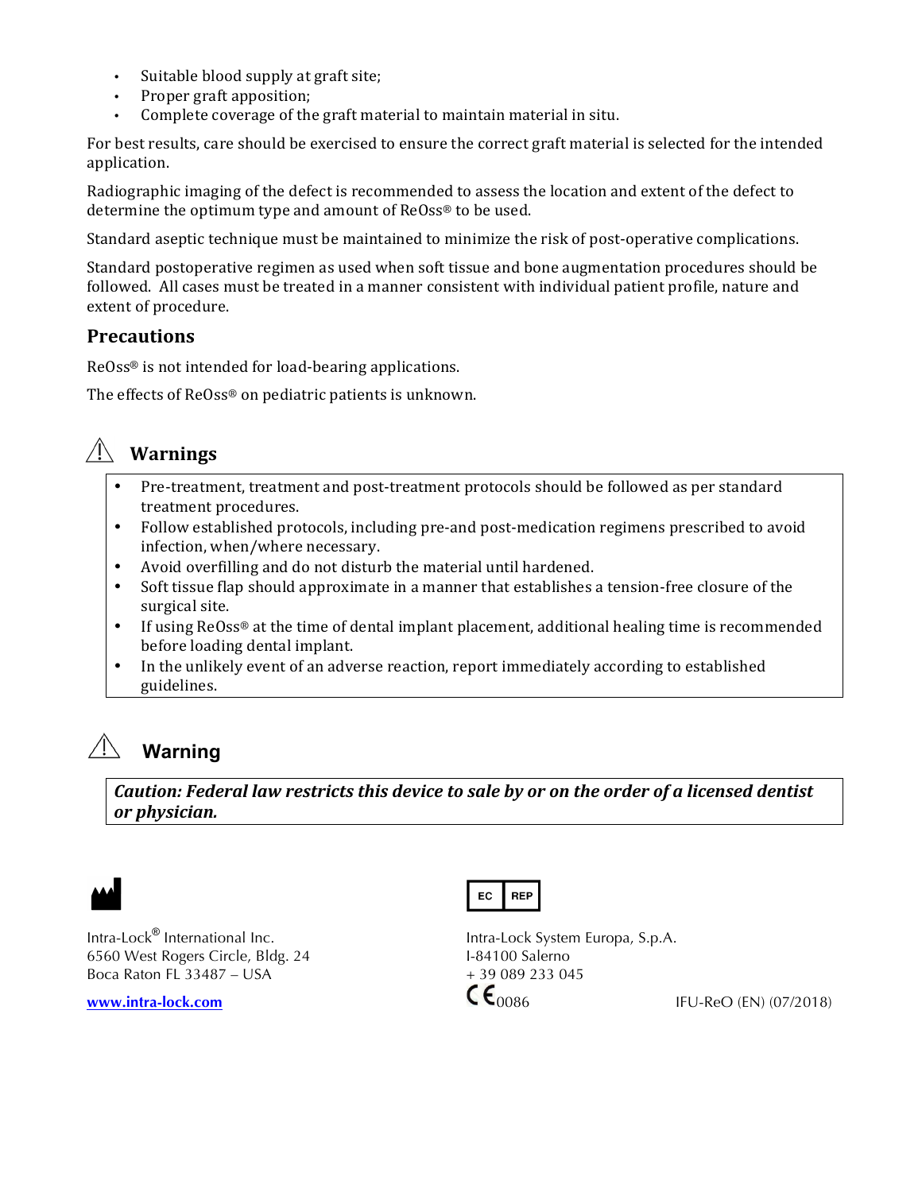- Suitable blood supply at graft site;
- Proper graft apposition;
- Complete coverage of the graft material to maintain material in situ.

For best results, care should be exercised to ensure the correct graft material is selected for the intended application.

Radiographic imaging of the defect is recommended to assess the location and extent of the defect to determine the optimum type and amount of ReOss® to be used.

Standard aseptic technique must be maintained to minimize the risk of post-operative complications.

Standard postoperative regimen as used when soft tissue and bone augmentation procedures should be followed. All cases must be treated in a manner consistent with individual patient profile, nature and extent of procedure.

## Precautions

ReOss® is not intended for load-bearing applications.

The effects of ReOss® on pediatric patients is unknown.

## ⚠ Warnings

- Pre-treatment, treatment and post-treatment protocols should be followed as per standard treatment procedures.
- Follow established protocols, including pre-and post-medication regimens prescribed to avoid infection, when/where necessary.
- Avoid overfilling and do not disturb the material until hardened.
- Soft tissue flap should approximate in a manner that establishes a tension-free closure of the surgical site.
- If using ReOss® at the time of dental implant placement, additional healing time is recommended before loading dental implant.
- In the unlikely event of an adverse reaction, report immediately according to established guidelines.

## ⚠ Warning

***Caution: Federal law restricts this device to sale by or on the order of a licensed dentist or physician.***

Intra-Lock® International Inc.
6560 West Rogers Circle, Bldg. 24
Boca Raton FL 33487 – USA

[www.intra-lock.com](http://www.intra-lock.com)

EC REP

Intra-Lock System Europa, S.p.A.
I-84100 Salerno
+ 39 089 233 045

CE 0086

IFU-ReO (EN) (07/2018)